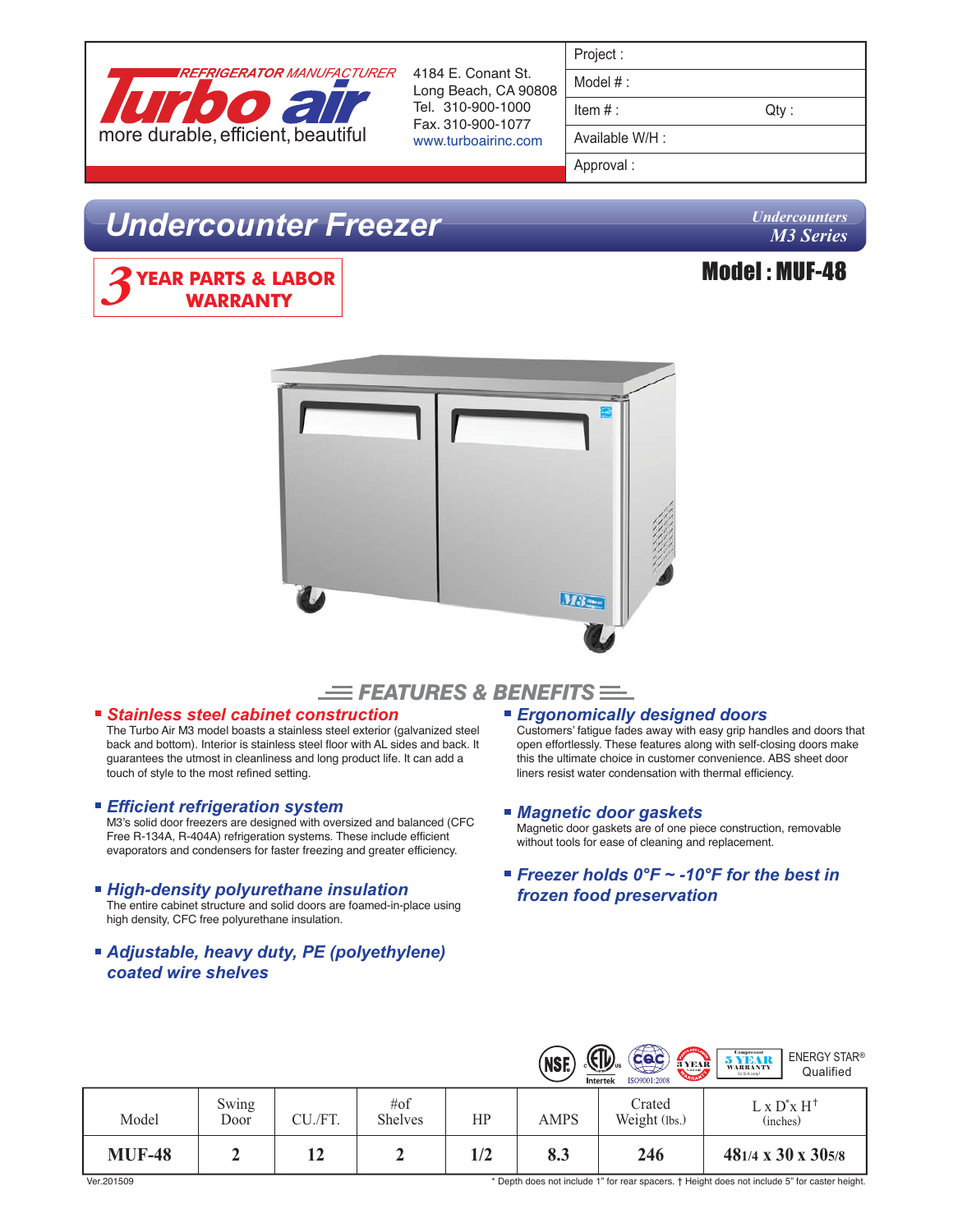REFRIGERATOR MANUFACTURER

**Turbo air**

more durable, efficient, beautiful

4184 E. Conant St.
Long Beach, CA 90808
Tel. 310-900-1000
Fax. 310-900-1077
www.turboairinc.com

| Project : | |
|---|---|
| Model # : | |
| Item # : | Qty : |
| Available W/H : | |
| Approval : | |

# Undercounter Freezer

*Undercounters*
*M3 Series*

**3 YEAR PARTS & LABOR WARRANTY**

## Model : MUF-48

## FEATURES & BENEFITS

- ***Stainless steel cabinet construction***
  The Turbo Air M3 model boasts a stainless steel exterior (galvanized steel back and bottom). Interior is stainless steel floor with AL sides and back. It guarantees the utmost in cleanliness and long product life. It can add a touch of style to the most refined setting.

- ***Efficient refrigeration system***
  M3's solid door freezers are designed with oversized and balanced (CFC Free R-134A, R-404A) refrigeration systems. These include efficient evaporators and condensers for faster freezing and greater efficiency.

- ***High-density polyurethane insulation***
  The entire cabinet structure and solid doors are foamed-in-place using high density, CFC free polyurethane insulation.

- ***Adjustable, heavy duty, PE (polyethylene) coated wire shelves***

- ***Ergonomically designed doors***
  Customers' fatigue fades away with easy grip handles and doors that open effortlessly. These features along with self-closing doors make this the ultimate choice in customer convenience. ABS sheet door liners resist water condensation with thermal efficiency.

- ***Magnetic door gaskets***
  Magnetic door gaskets are of one piece construction, removable without tools for ease of cleaning and replacement.

- ***Freezer holds 0°F ~ -10°F for the best in frozen food preservation***

ENERGY STAR® Qualified

| Model | Swing Door | CU./FT. | #of Shelves | HP | AMPS | Crated Weight (lbs.) | L x D* x H† (inches) |
|---|---|---|---|---|---|---|---|
| **MUF-48** | **2** | **12** | **2** | **1/2** | **8.3** | **246** | **48 1/4 x 30 x 30 5/8** |

Ver.201509

\* Depth does not include 1" for rear spacers. † Height does not include 5" for caster height.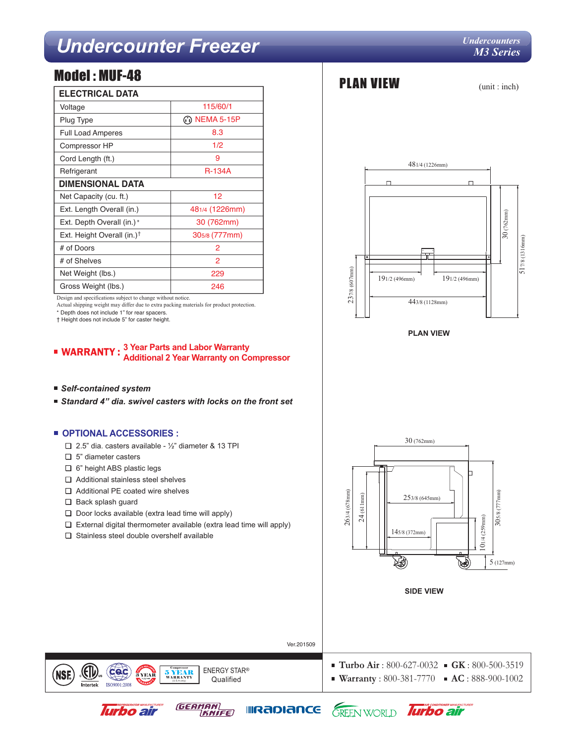# Undercounter Freezer

Undercounters
M3 Series

## Model : MUF-48

| ELECTRICAL DATA | |
|---|---|
| Voltage | 115/60/1 |
| Plug Type | NEMA 5-15P |
| Full Load Amperes | 8.3 |
| Compressor HP | 1/2 |
| Cord Length (ft.) | 9 |
| Refrigerant | R-134A |
| **DIMENSIONAL DATA** | |
| Net Capacity (cu. ft.) | 12 |
| Ext. Length Overall (in.) | 48 1/4 (1226mm) |
| Ext. Depth Overall (in.)* | 30 (762mm) |
| Ext. Height Overall (in.)† | 30 5/8 (777mm) |
| # of Doors | 2 |
| # of Shelves | 2 |
| Net Weight (lbs.) | 229 |
| Gross Weight (lbs.) | 246 |

Design and specifications subject to change without notice.
Actual shipping weight may differ due to extra packing materials for product protection.
* Depth does not include 1" for rear spacers.
† Height does not include 5" for caster height.

- **WARRANTY : 3 Year Parts and Labor Warranty
  Additional 2 Year Warranty on Compressor**

- ***Self-contained system***
- ***Standard 4" dia. swivel casters with locks on the front set***

### OPTIONAL ACCESSORIES :

- ☐ 2.5" dia. casters available - ½" diameter & 13 TPI
- ☐ 5" diameter casters
- ☐ 6" height ABS plastic legs
- ☐ Additional stainless steel shelves
- ☐ Additional PE coated wire shelves
- ☐ Back splash guard
- ☐ Door locks available (extra lead time will apply)
- ☐ External digital thermometer available (extra lead time will apply)
- ☐ Stainless steel double overshelf available

## PLAN VIEW

(unit : inch)

48 1/4 (1226mm)
30 (762mm)
51 7/8 (1316mm)
23 7/8 (607mm)
19 1/2 (496mm)
19 1/2 (496mm)
44 3/8 (1128mm)

PLAN VIEW

30 (762mm)
26 3/4 (678mm)
24 (611mm)
25 3/8 (645mm)
14 5/8 (372mm)
10 1/4 (259mm)
30 5/8 (777mm)
5 (127mm)

SIDE VIEW

Ver.201509

ENERGY STAR® Qualified

- **Turbo Air** : 800-627-0032
- **GK** : 800-500-3519
- **Warranty** : 800-381-7770
- **AC** : 888-900-1002